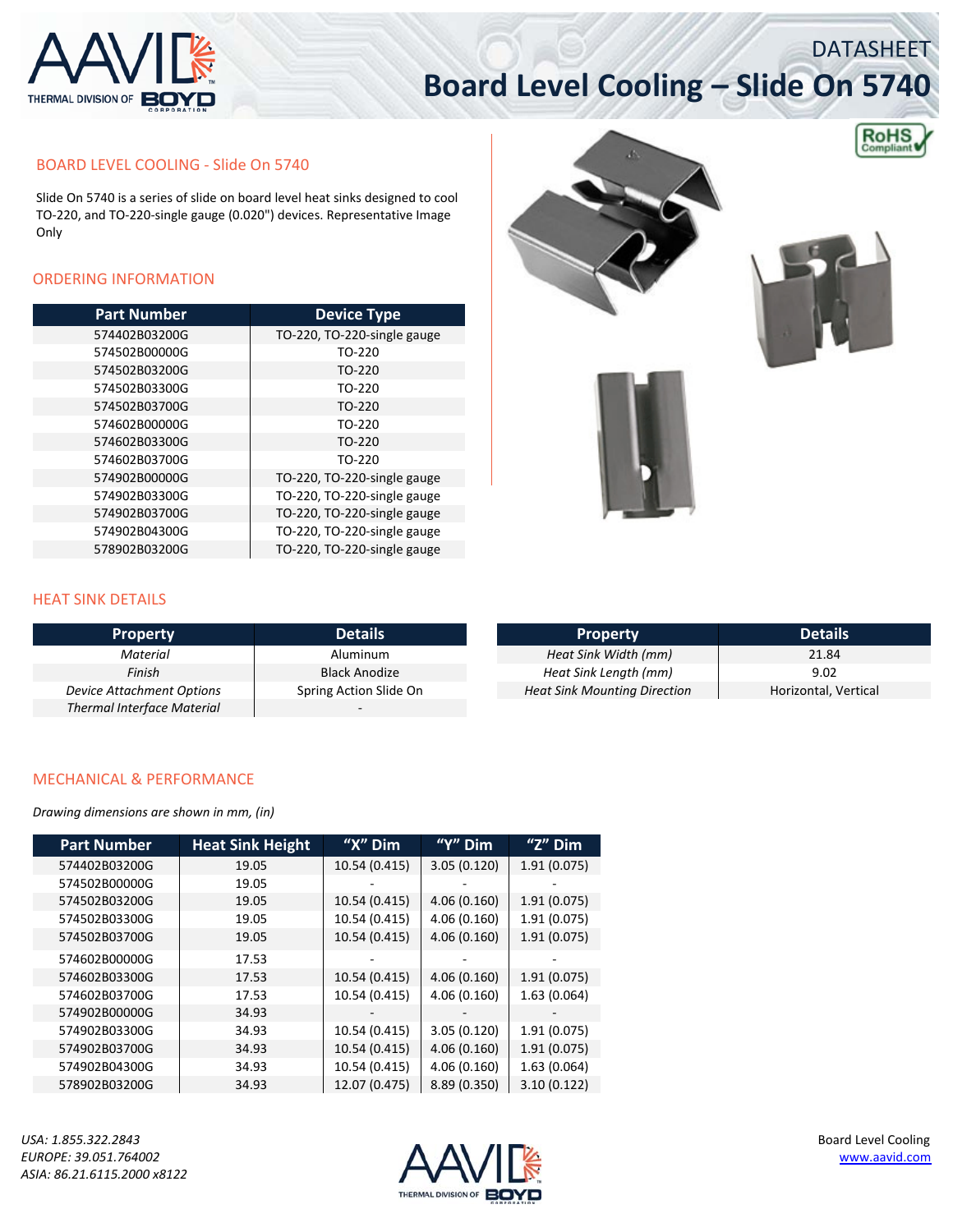# DATASHEET

# Board Level Cooling – Slide On 5740

## BOARD LEVEL COOLING - Slide On 5740

Slide On 5740 is a series of slide on board level heat sinks designed to cool TO-220, and TO-220-single gauge (0.020") devices. Representative Image Only

## ORDERING INFORMATION

| Part Number | Device Type |
|---|---|
| 574402B03200G | TO-220, TO-220-single gauge |
| 574502B00000G | TO-220 |
| 574502B03200G | TO-220 |
| 574502B03300G | TO-220 |
| 574502B03700G | TO-220 |
| 574602B00000G | TO-220 |
| 574602B03300G | TO-220 |
| 574602B03700G | TO-220 |
| 574902B00000G | TO-220, TO-220-single gauge |
| 574902B03300G | TO-220, TO-220-single gauge |
| 574902B03700G | TO-220, TO-220-single gauge |
| 574902B04300G | TO-220, TO-220-single gauge |
| 578902B03200G | TO-220, TO-220-single gauge |

## HEAT SINK DETAILS

| Property | Details |
|---|---|
| *Material* | Aluminum |
| *Finish* | Black Anodize |
| *Device Attachment Options* | Spring Action Slide On |
| *Thermal Interface Material* | - |

| Property | Details |
|---|---|
| *Heat Sink Width (mm)* | 21.84 |
| *Heat Sink Length (mm)* | 9.02 |
| *Heat Sink Mounting Direction* | Horizontal, Vertical |

## MECHANICAL & PERFORMANCE

*Drawing dimensions are shown in mm, (in)*

| Part Number | Heat Sink Height | "X" Dim | "Y" Dim | "Z" Dim |
|---|---|---|---|---|
| 574402B03200G | 19.05 | 10.54 (0.415) | 3.05 (0.120) | 1.91 (0.075) |
| 574502B00000G | 19.05 | - | - | - |
| 574502B03200G | 19.05 | 10.54 (0.415) | 4.06 (0.160) | 1.91 (0.075) |
| 574502B03300G | 19.05 | 10.54 (0.415) | 4.06 (0.160) | 1.91 (0.075) |
| 574502B03700G | 19.05 | 10.54 (0.415) | 4.06 (0.160) | 1.91 (0.075) |
| 574602B00000G | 17.53 | - | - | - |
| 574602B03300G | 17.53 | 10.54 (0.415) | 4.06 (0.160) | 1.91 (0.075) |
| 574602B03700G | 17.53 | 10.54 (0.415) | 4.06 (0.160) | 1.63 (0.064) |
| 574902B00000G | 34.93 | - | - | - |
| 574902B03300G | 34.93 | 10.54 (0.415) | 3.05 (0.120) | 1.91 (0.075) |
| 574902B03700G | 34.93 | 10.54 (0.415) | 4.06 (0.160) | 1.91 (0.075) |
| 574902B04300G | 34.93 | 10.54 (0.415) | 4.06 (0.160) | 1.63 (0.064) |
| 578902B03200G | 34.93 | 12.07 (0.475) | 8.89 (0.350) | 3.10 (0.122) |

*USA: 1.855.322.2843*
*EUROPE: 39.051.764002*
*ASIA: 86.21.6115.2000 x8122*

Board Level Cooling
www.aavid.com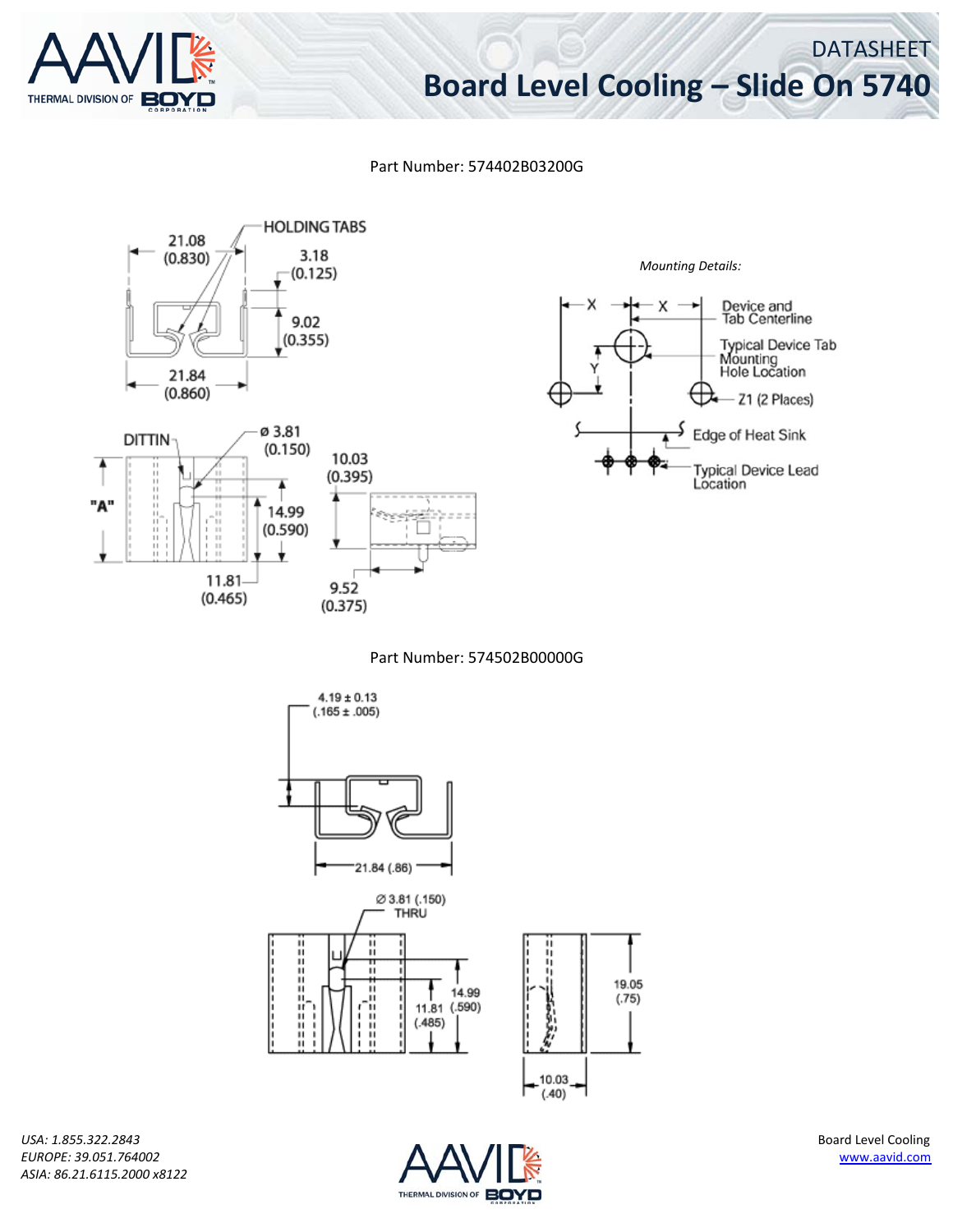Part Number: 574402B03200G

HOLDING TABS

21.08 (0.830)

3.18 (0.125)

9.02 (0.355)

21.84 (0.860)

DITTIN

ø 3.81 (0.150)

"A"

14.99 (0.590)

10.03 (0.395)

11.81 (0.465)

9.52 (0.375)

*Mounting Details:*

X

X

Device and Tab Centerline

Typical Device Tab Mounting Hole Location

Y

Z1 (2 Places)

Edge of Heat Sink

Typical Device Lead Location

Part Number: 574502B00000G

4.19 ± 0.13 (.165 ± .005)

21.84 (.86)

Ø 3.81 (.150) THRU

14.99 (.590)

11.81 (.485)

19.05 (.75)

10.03 (.40)

*USA: 1.855.322.2843*
*EUROPE: 39.051.764002*
*ASIA: 86.21.6115.2000 x8122*

Board Level Cooling
www.aavid.com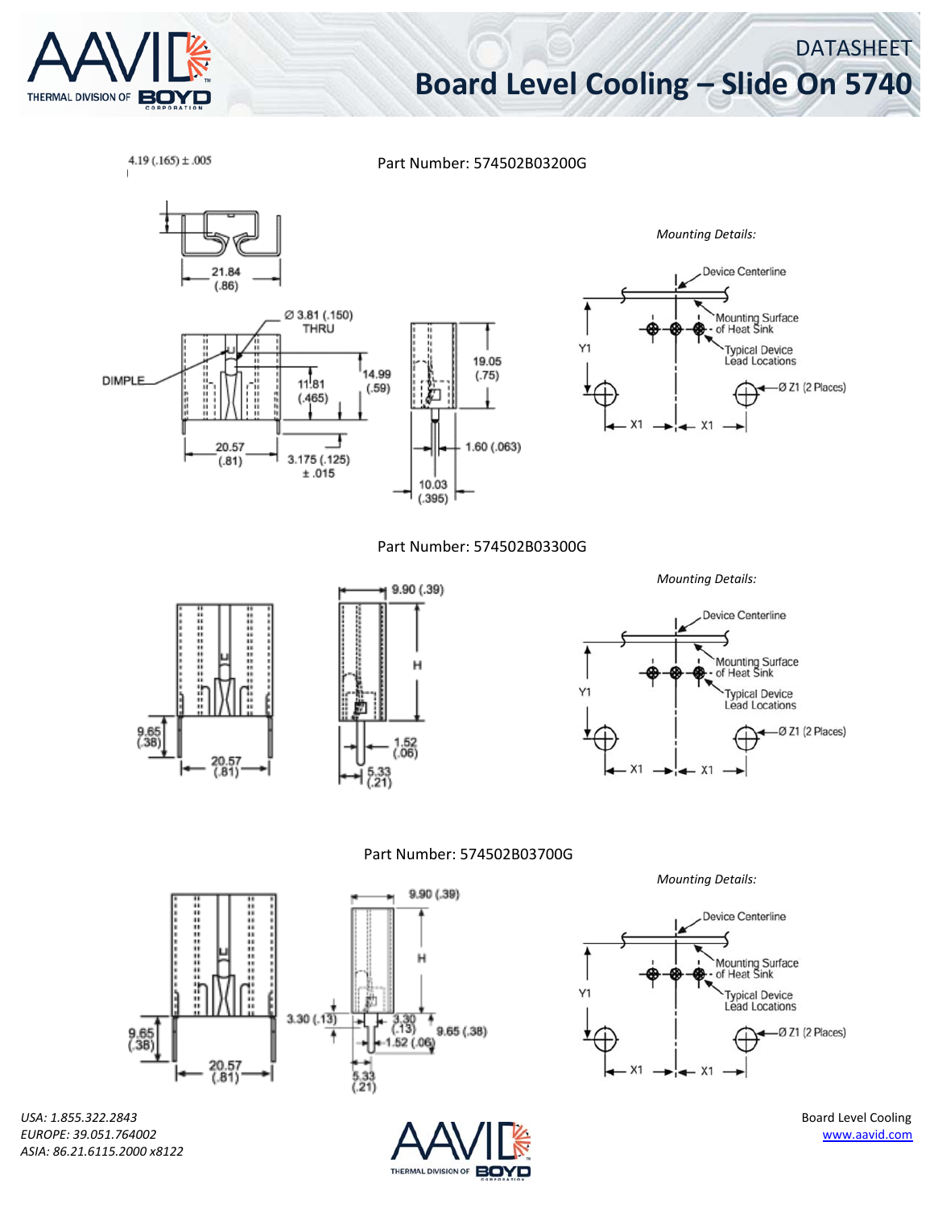# DATASHEET

## Board Level Cooling – Slide On 5740

### Part Number: 574502B03200G

4.19 (.165) ± .005

21.84 (.86)

DIMPLE

Ø 3.81 (.150) THRU

11.81 (.465)

14.99 (.59)

20.57 (.81)

3.175 (.125) ± .015

19.05 (.75)

1.60 (.063)

10.03 (.395)

*Mounting Details:*

Device Centerline

Mounting Surface of Heat Sink

Typical Device Lead Locations

Y1

Ø Z1 (2 Places)

X1 X1

### Part Number: 574502B03300G

9.65 (.38)

20.57 (.81)

9.90 (.39)

H

1.52 (.06)

5.33 (.21)

*Mounting Details:*

Device Centerline

Mounting Surface of Heat Sink

Typical Device Lead Locations

Y1

Ø Z1 (2 Places)

X1 X1

### Part Number: 574502B03700G

9.65 (.38)

20.57 (.81)

9.90 (.39)

H

3.30 (.13)

3.30 (.13)

9.65 (.38)

1.52 (.06)

5.33 (.21)

*Mounting Details:*

Device Centerline

Mounting Surface of Heat Sink

Typical Device Lead Locations

Y1

Ø Z1 (2 Places)

X1 X1

*USA: 1.855.322.2843*
*EUROPE: 39.051.764002*
*ASIA: 86.21.6115.2000 x8122*

Board Level Cooling
www.aavid.com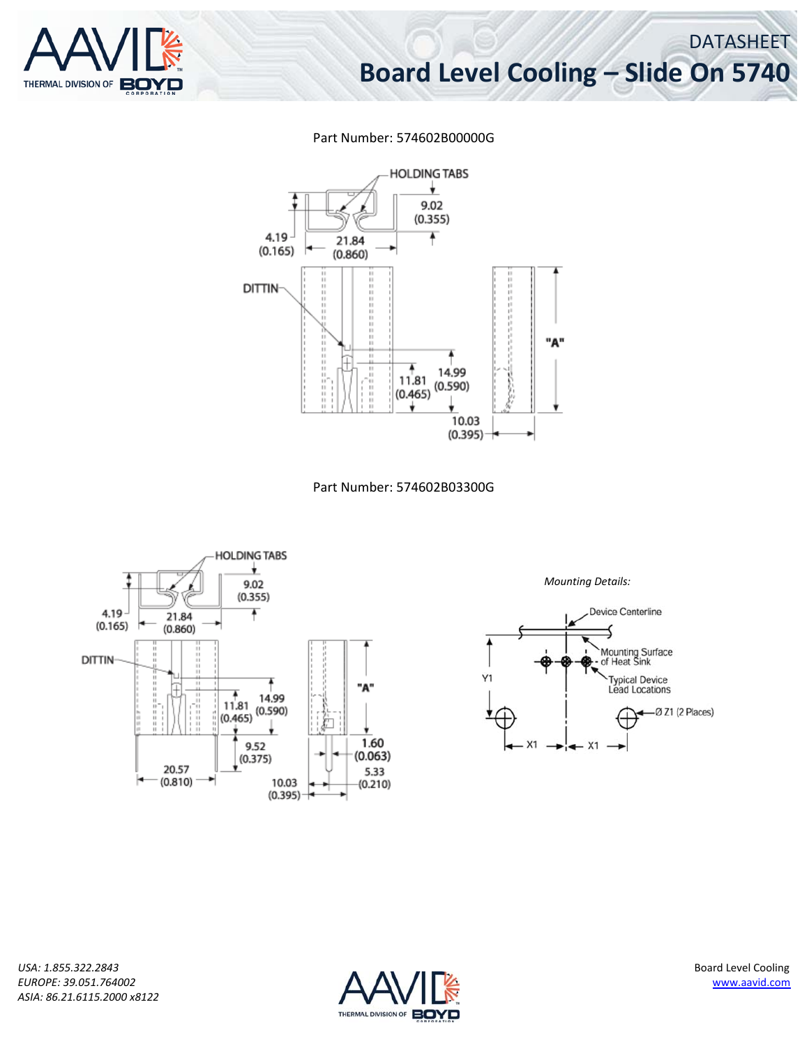Part Number: 574602B00000G

HOLDING TABS

9.02 (0.355)

4.19 (0.165)

21.84 (0.860)

DITTIN

"A"

14.99 (0.590)

11.81 (0.465)

10.03 (0.395)

Part Number: 574602B03300G

HOLDING TABS

9.02 (0.355)

4.19 (0.165)

21.84 (0.860)

DITTIN

"A"

14.99 (0.590)

11.81 (0.465)

9.52 (0.375)

20.57 (0.810)

1.60 (0.063)

5.33 (0.210)

10.03 (0.395)

*Mounting Details:*

Device Centerline

Mounting Surface of Heat Sink

Typical Device Lead Locations

Y1

Ø Z1 (2 Places)

X1

X1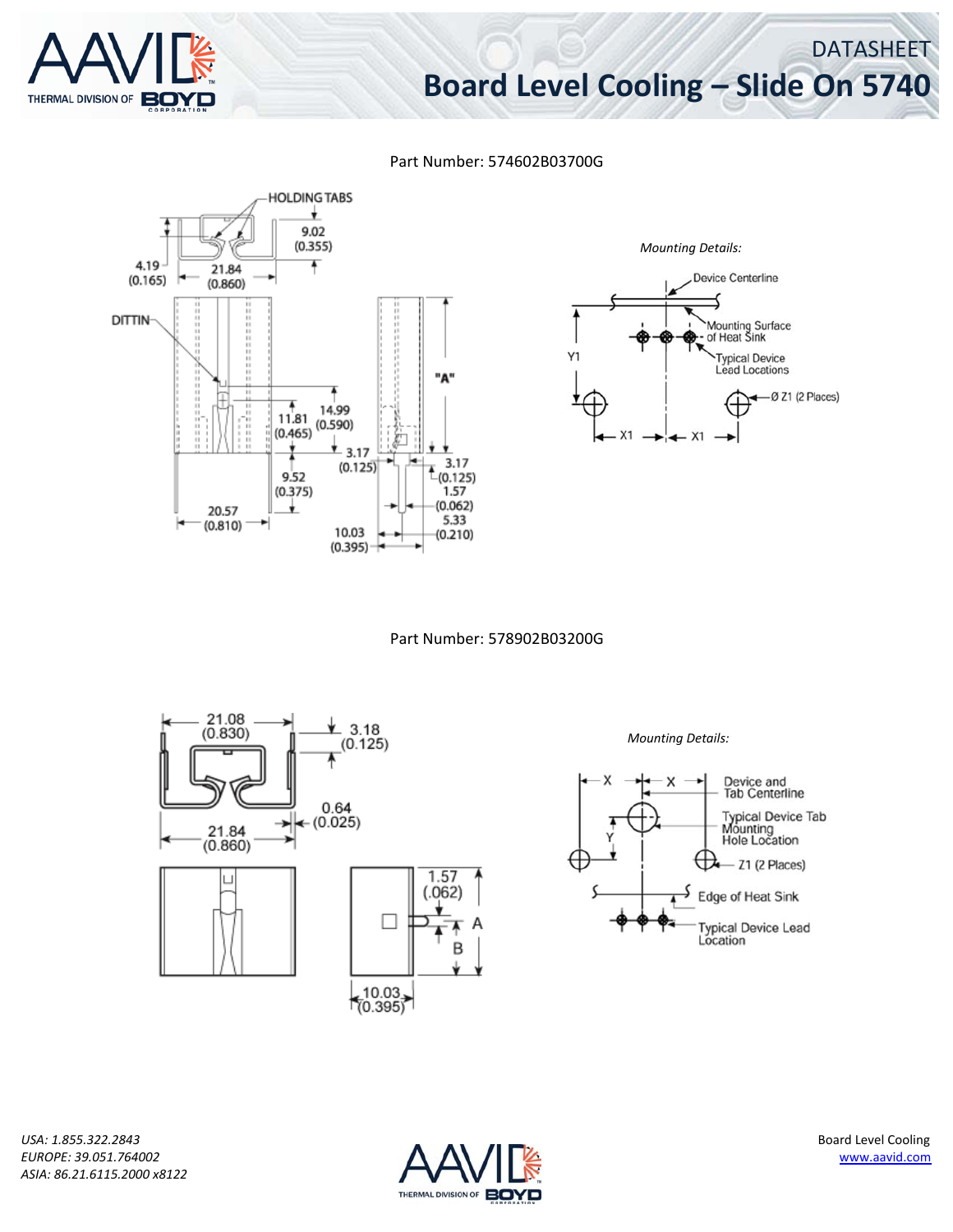# DATASHEET

# Board Level Cooling – Slide On 5740

Part Number: 574602B03700G

HOLDING TABS

9.02 (0.355)

4.19 (0.165)

21.84 (0.860)

DITTIN

"A"

14.99 (0.590)

11.81 (0.465)

3.17 (0.125)

3.17 (0.125)

9.52 (0.375)

1.57 (0.062)

5.33 (0.210)

20.57 (0.810)

10.03 (0.395)

*Mounting Details:*

Device Centerline

Mounting Surface of Heat Sink

Typical Device Lead Locations

Y1

Ø Z1 (2 Places)

X1 X1

Part Number: 578902B03200G

21.08 (0.830)

3.18 (0.125)

0.64 (0.025)

21.84 (0.860)

1.57 (.062)

A

B

10.03 (0.395)

*Mounting Details:*

X X

Device and Tab Centerline

Typical Device Tab Mounting Hole Location

Y

Z1 (2 Places)

Edge of Heat Sink

Typical Device Lead Location

*USA: 1.855.322.2843*
*EUROPE: 39.051.764002*
*ASIA: 86.21.6115.2000 x8122*

Board Level Cooling
www.aavid.com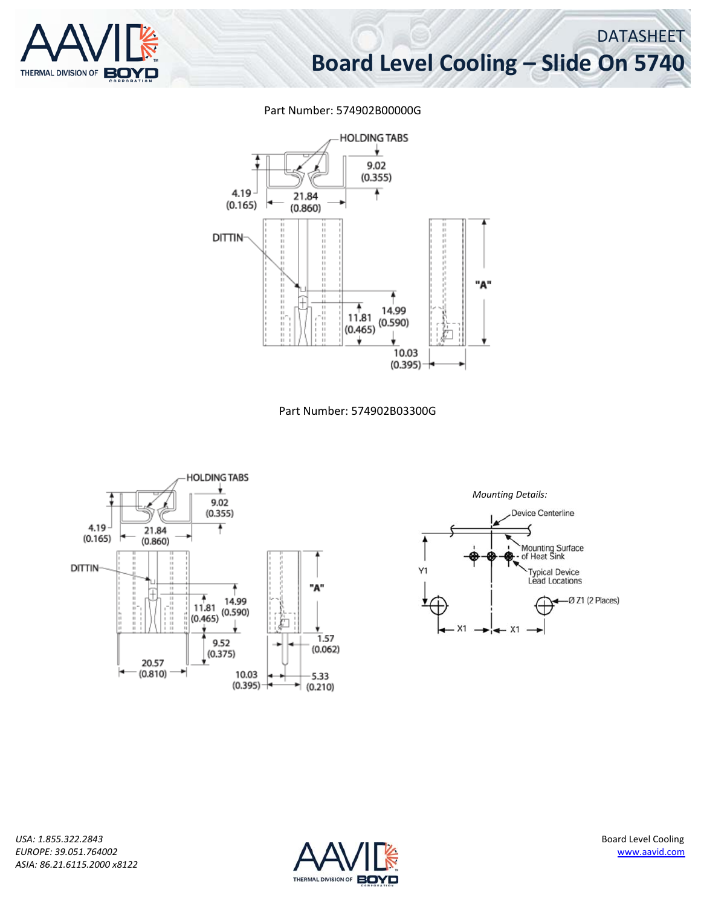Part Number: 574902B00000G

HOLDING TABS

9.02 (0.355)

4.19 (0.165)

21.84 (0.860)

DITTIN

"A"

11.81 (0.465)

14.99 (0.590)

10.03 (0.395)

Part Number: 574902B03300G

HOLDING TABS

9.02 (0.355)

4.19 (0.165)

21.84 (0.860)

DITTIN

"A"

11.81 (0.465)

14.99 (0.590)

9.52 (0.375)

1.57 (0.062)

20.57 (0.810)

10.03 (0.395)

5.33 (0.210)

*Mounting Details:*

Device Centerline

Mounting Surface of Heat Sink

Typical Device Lead Locations

Y1

Ø Z1 (2 Places)

X1

X1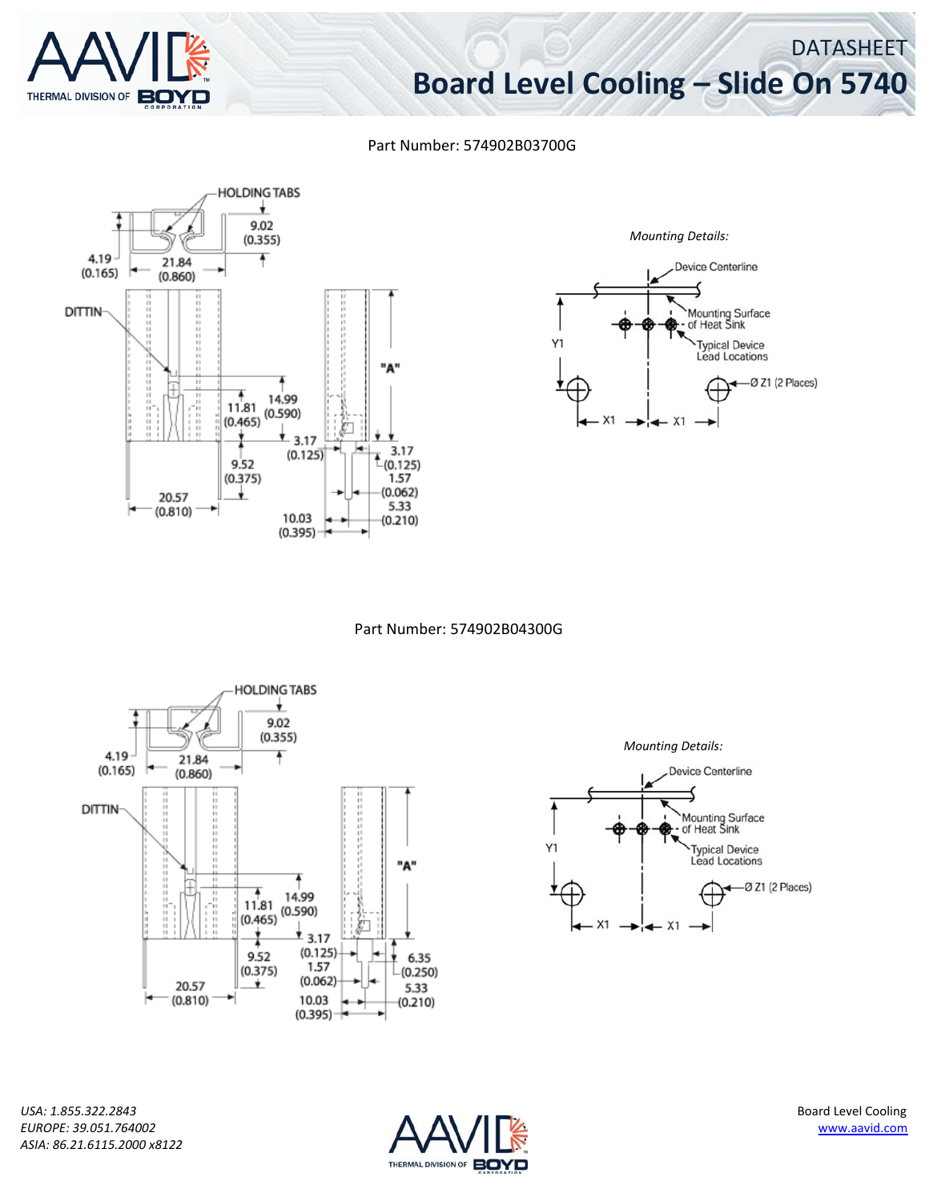Part Number: 574902B03700G

HOLDING TABS

9.02 (0.355)

4.19 (0.165)

21.84 (0.860)

DITTIN

"A"

11.81 (0.465)

14.99 (0.590)

3.17 (0.125)

3.17 (0.125)

9.52 (0.375)

1.57 (0.062)

5.33 (0.210)

20.57 (0.810)

10.03 (0.395)

*Mounting Details:*

Device Centerline

Mounting Surface of Heat Sink

Typical Device Lead Locations

Y1

Ø Z1 (2 Places)

X1 X1

Part Number: 574902B04300G

HOLDING TABS

9.02 (0.355)

4.19 (0.165)

21.84 (0.860)

DITTIN

"A"

11.81 (0.465)

14.99 (0.590)

3.17 (0.125)

6.35 (0.250)

9.52 (0.375)

1.57 (0.062)

5.33 (0.210)

20.57 (0.810)

10.03 (0.395)

*Mounting Details:*

Device Centerline

Mounting Surface of Heat Sink

Typical Device Lead Locations

Y1

Ø Z1 (2 Places)

X1 X1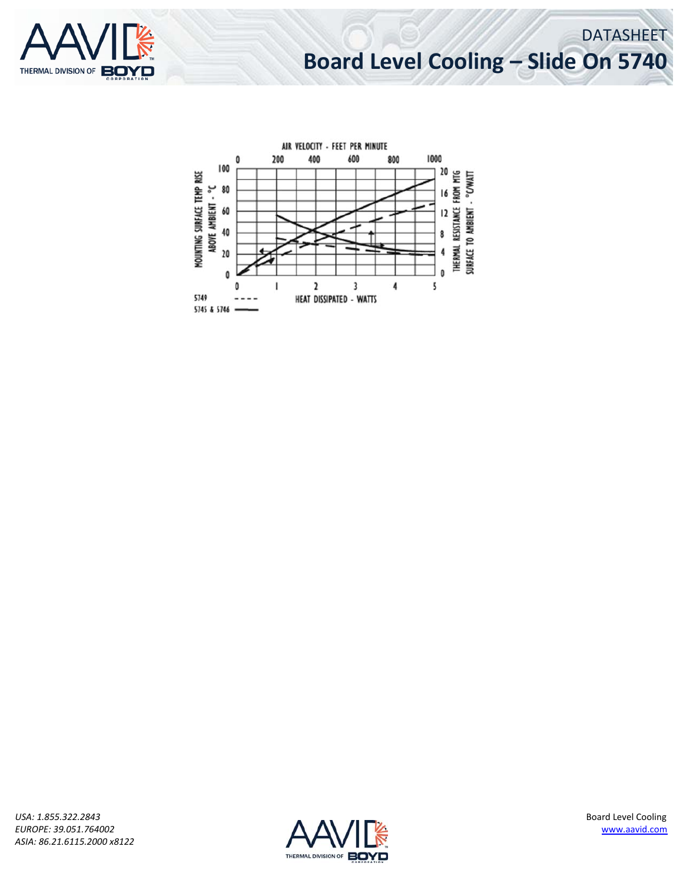AIR VELOCITY - FEET PER MINUTE

0 200 400 600 800 1000

MOUNTING SURFACE TEMP RISE ABOVE AMBIENT - °C

100 80 60 40 20 0

THERMAL RESISTANCE FROM MTG SURFACE TO AMBIENT - °C/WATT

20 16 12 8 4 0

0 1 2 3 4 5

HEAT DISSIPATED - WATTS

5749 - - - -

5745 & 5746 ——